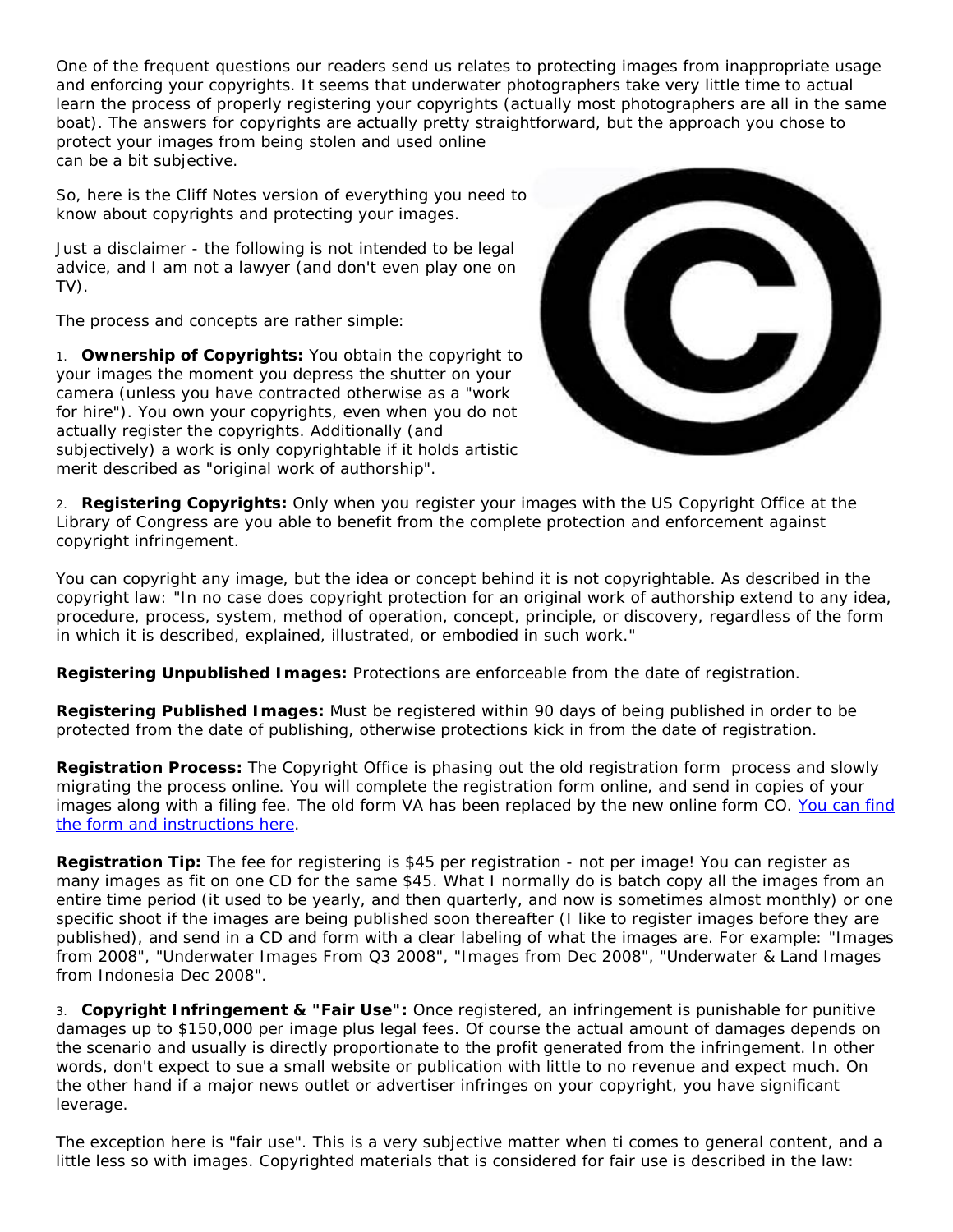One of the frequent questions our readers send us relates to protecting images from inappropriate usage and enforcing your copyrights. It seems that underwater photographers take very little time to actual learn the process of properly registering your copyrights (actually most photographers are all in the same boat). The answers for copyrights are actually pretty straightforward, but the approach you chose to protect your images from being stolen and used online can be a bit subjective.

So, here is the Cliff Notes version of everything you need to know about copyrights and protecting your images.

Just a disclaimer - the following is not intended to be legal advice, and I am not a lawyer (and don't even play one on TV).

The process and concepts are rather simple:

1. **Ownership of Copyrights:** You obtain the copyright to your images the moment you depress the shutter on your camera (unless you have contracted otherwise as a "work for hire"). You own your copyrights, even when you do not actually register the copyrights. Additionally (and subjectively) a work is only copyrightable if it holds artistic merit described as "original work of authorship".

2. **Registering Copyrights:** Only when you register your images with the US Copyright Office at the Library of Congress are you able to benefit from the complete protection and enforcement against copyright infringement.

You can copyright any image, but the idea or concept behind it is not copyrightable. As described in the copyright law: "In no case does copyright protection for an original work of authorship extend to any idea, procedure, process, system, method of operation, concept, principle, or discovery, regardless of the form in which it is described, explained, illustrated, or embodied in such work."

**Registering Unpublished Images:** Protections are enforceable from the date of registration.

**Registering Published Images:** Must be registered within 90 days of being published in order to be protected from the date of publishing, otherwise protections kick in from the date of registration.

**Registration Process:** The Copyright Office is phasing out the old registration form process and slowly migrating the process online. You will complete the registration form online, and send in copies of your images along with a filing fee. The old form VA has been replaced by the new online form CO. [You can find the form and instructions here]().

**Registration Tip:** The fee for registering is $45 per registration - not per image! You can register as many images as fit on one CD for the same $45. What I normally do is batch copy all the images from an entire time period (it used to be yearly, and then quarterly, and now is sometimes almost monthly) or one specific shoot if the images are being published soon thereafter (I like to register images before they are published), and send in a CD and form with a clear labeling of what the images are. For example: "Images from 2008", "Underwater Images From Q3 2008", "Images from Dec 2008", "Underwater & Land Images from Indonesia Dec 2008".

3. **Copyright Infringement & "Fair Use":** Once registered, an infringement is punishable for punitive damages up to $150,000 per image plus legal fees. Of course the actual amount of damages depends on the scenario and usually is directly proportionate to the profit generated from the infringement. In other words, don't expect to sue a small website or publication with little to no revenue and expect much. On the other hand if a major news outlet or advertiser infringes on your copyright, you have significant leverage.

The exception here is "fair use". This is a very subjective matter when ti comes to general content, and a little less so with images. Copyrighted materials that is considered for fair use is described in the law: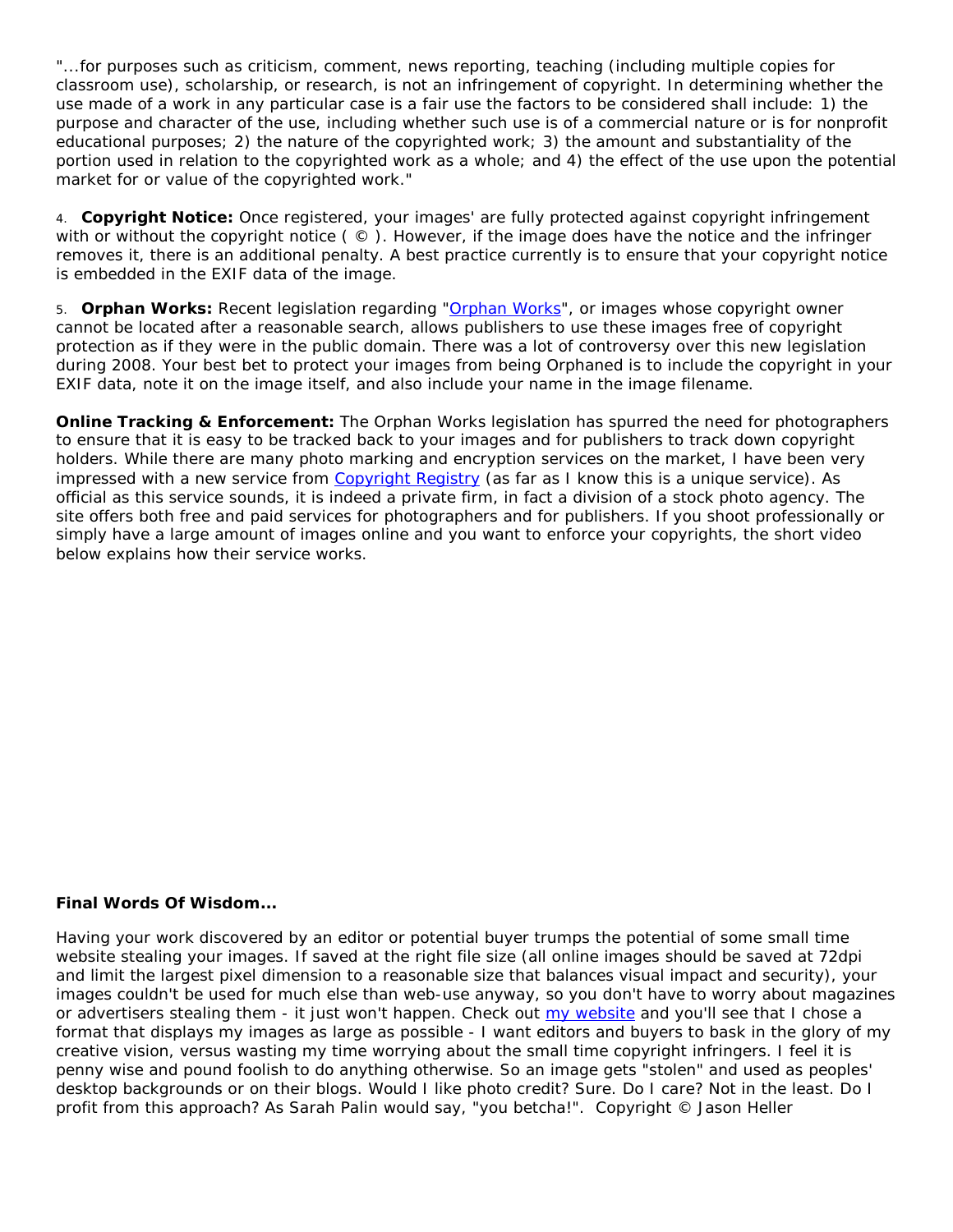"...for purposes such as criticism, comment, news reporting, teaching (including multiple copies for classroom use), scholarship, or research, is not an infringement of copyright. In determining whether the use made of a work in any particular case is a fair use the factors to be considered shall include: 1) the purpose and character of the use, including whether such use is of a commercial nature or is for nonprofit educational purposes; 2) the nature of the copyrighted work; 3) the amount and substantiality of the portion used in relation to the copyrighted work as a whole; and 4) the effect of the use upon the potential market for or value of the copyrighted work."

4. **Copyright Notice:** Once registered, your images' are fully protected against copyright infringement with or without the copyright notice ( © ). However, if the image does have the notice and the infringer removes it, there is an additional penalty. A best practice currently is to ensure that your copyright notice is embedded in the EXIF data of the image.

5. **Orphan Works:** Recent legislation regarding "Orphan Works", or images whose copyright owner cannot be located after a reasonable search, allows publishers to use these images free of copyright protection as if they were in the public domain. There was a lot of controversy over this new legislation during 2008. Your best bet to protect your images from being Orphaned is to include the copyright in your EXIF data, note it on the image itself, and also include your name in the image filename.

**Online Tracking & Enforcement:** The Orphan Works legislation has spurred the need for photographers to ensure that it is easy to be tracked back to your images and for publishers to track down copyright holders. While there are many photo marking and encryption services on the market, I have been very impressed with a new service from Copyright Registry (as far as I know this is a unique service). As official as this service sounds, it is indeed a private firm, in fact a division of a stock photo agency. The site offers both free and paid services for photographers and for publishers. If you shoot professionally or simply have a large amount of images online and you want to enforce your copyrights, the short video below explains how their service works.

**Final Words Of Wisdom...**

Having your work discovered by an editor or potential buyer trumps the potential of some small time website stealing your images. If saved at the right file size (all online images should be saved at 72dpi and limit the largest pixel dimension to a reasonable size that balances visual impact and security), your images couldn't be used for much else than web-use anyway, so you don't have to worry about magazines or advertisers stealing them - it just won't happen. Check out my website and you'll see that I chose a format that displays my images as large as possible - I want editors and buyers to bask in the glory of my creative vision, versus wasting my time worrying about the small time copyright infringers. I feel it is penny wise and pound foolish to do anything otherwise. So an image gets "stolen" and used as peoples' desktop backgrounds or on their blogs. Would I like photo credit? Sure. Do I care? Not in the least. Do I profit from this approach? As Sarah Palin would say, "you betcha!". Copyright © Jason Heller